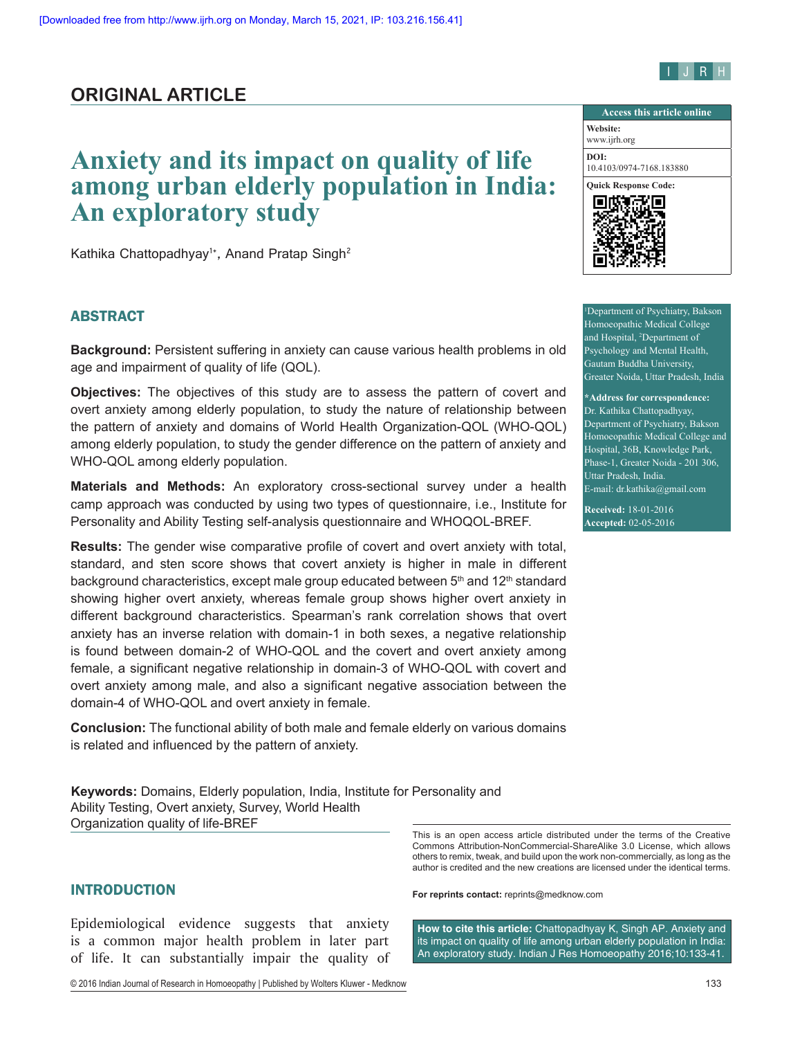## ORIGINAL ARTICLE

# Anxiety and its impact on quality of life among urban elderly population in India: An exploratory study

Kathika Chattopadhyay[1*], Anand Pratap Singh[2]

[1]Department of Psychiatry, Bakson Homoeopathic Medical College and Hospital, [2]Department of Psychology and Mental Health, Gautam Buddha University, Greater Noida, Uttar Pradesh, India

**\*Address for correspondence:** Dr. Kathika Chattopadhyay, Department of Psychiatry, Bakson Homoeopathic Medical College and Hospital, 36B, Knowledge Park, Phase-1, Greater Noida - 201 306, Uttar Pradesh, India. E-mail: dr.kathika@gmail.com

**Received:** 18-01-2016
**Accepted:** 02-05-2016

**Access this article online**
**Website:** www.ijrh.org
**DOI:** 10.4103/0974-7168.183880

## ABSTRACT

**Background:** Persistent suffering in anxiety can cause various health problems in old age and impairment of quality of life (QOL).

**Objectives:** The objectives of this study are to assess the pattern of covert and overt anxiety among elderly population, to study the nature of relationship between the pattern of anxiety and domains of World Health Organization-QOL (WHO-QOL) among elderly population, to study the gender difference on the pattern of anxiety and WHO-QOL among elderly population.

**Materials and Methods:** An exploratory cross-sectional survey under a health camp approach was conducted by using two types of questionnaire, i.e., Institute for Personality and Ability Testing self-analysis questionnaire and WHOQOL-BREF.

**Results:** The gender wise comparative profile of covert and overt anxiety with total, standard, and sten score shows that covert anxiety is higher in male in different background characteristics, except male group educated between 5th and 12th standard showing higher overt anxiety, whereas female group shows higher overt anxiety in different background characteristics. Spearman's rank correlation shows that overt anxiety has an inverse relation with domain-1 in both sexes, a negative relationship is found between domain-2 of WHO-QOL and the covert and overt anxiety among female, a significant negative relationship in domain-3 of WHO-QOL with covert and overt anxiety among male, and also a significant negative association between the domain-4 of WHO-QOL and overt anxiety in female.

**Conclusion:** The functional ability of both male and female elderly on various domains is related and influenced by the pattern of anxiety.

**Keywords:** Domains, Elderly population, India, Institute for Personality and Ability Testing, Overt anxiety, Survey, World Health Organization quality of life-BREF

This is an open access article distributed under the terms of the Creative Commons Attribution-NonCommercial-ShareAlike 3.0 License, which allows others to remix, tweak, and build upon the work non-commercially, as long as the author is credited and the new creations are licensed under the identical terms.

**For reprints contact:** reprints@medknow.com

**How to cite this article:** Chattopadhyay K, Singh AP. Anxiety and its impact on quality of life among urban elderly population in India: An exploratory study. Indian J Res Homoeopathy 2016;10:133-41.

## INTRODUCTION

Epidemiological evidence suggests that anxiety is a common major health problem in later part of life. It can substantially impair the quality of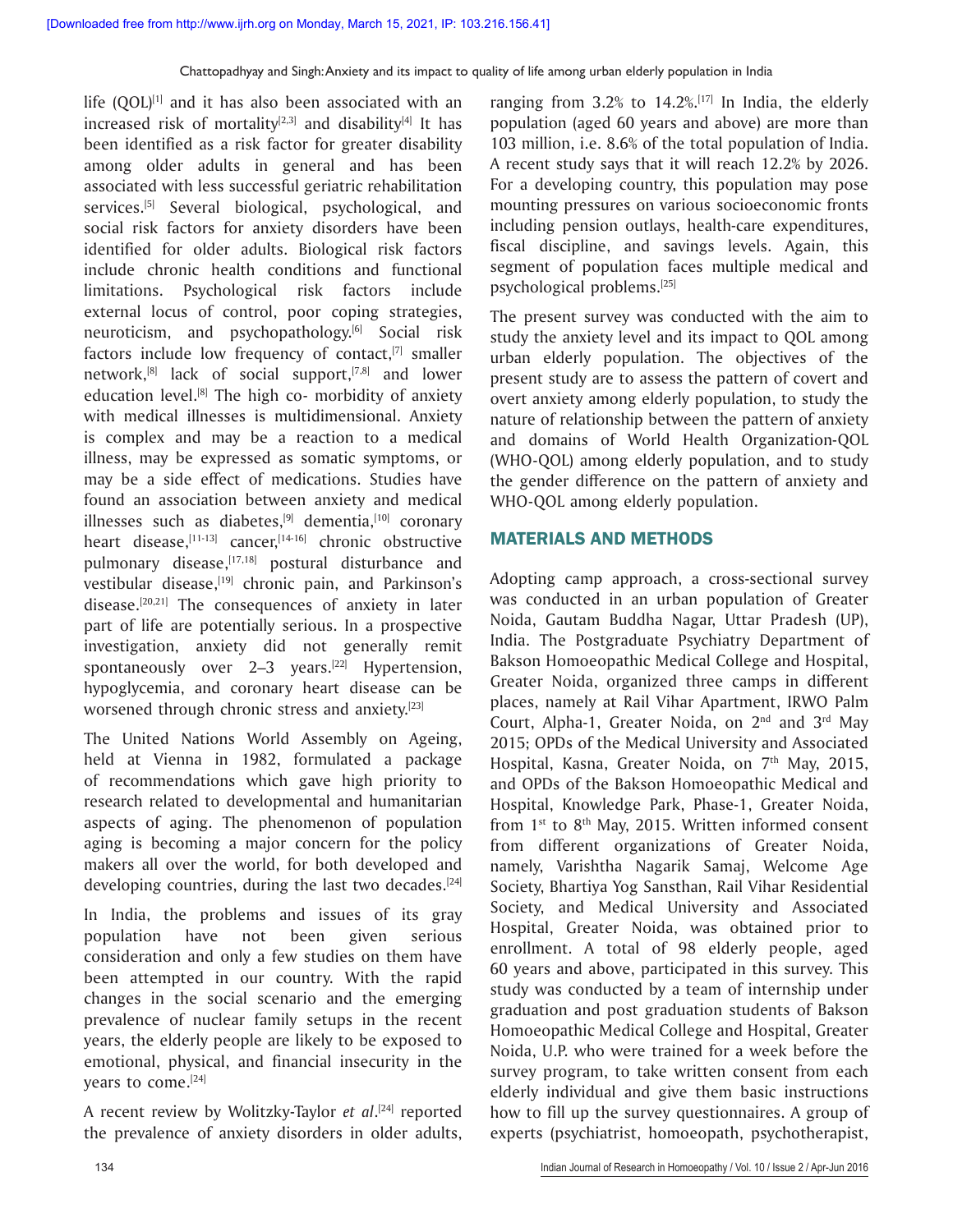life (QOL)[1] and it has also been associated with an increased risk of mortality[2,3] and disability[4] It has been identified as a risk factor for greater disability among older adults in general and has been associated with less successful geriatric rehabilitation services.[5] Several biological, psychological, and social risk factors for anxiety disorders have been identified for older adults. Biological risk factors include chronic health conditions and functional limitations. Psychological risk factors include external locus of control, poor coping strategies, neuroticism, and psychopathology.[6] Social risk factors include low frequency of contact,[7] smaller network,[8] lack of social support,[7,8] and lower education level.[8] The high co- morbidity of anxiety with medical illnesses is multidimensional. Anxiety is complex and may be a reaction to a medical illness, may be expressed as somatic symptoms, or may be a side effect of medications. Studies have found an association between anxiety and medical illnesses such as diabetes,[9] dementia,[10] coronary heart disease,[11-13] cancer,[14-16] chronic obstructive pulmonary disease,[17,18] postural disturbance and vestibular disease,[19] chronic pain, and Parkinson's disease.[20,21] The consequences of anxiety in later part of life are potentially serious. In a prospective investigation, anxiety did not generally remit spontaneously over 2–3 years.[22] Hypertension, hypoglycemia, and coronary heart disease can be worsened through chronic stress and anxiety.[23]

The United Nations World Assembly on Ageing, held at Vienna in 1982, formulated a package of recommendations which gave high priority to research related to developmental and humanitarian aspects of aging. The phenomenon of population aging is becoming a major concern for the policy makers all over the world, for both developed and developing countries, during the last two decades.[24]

In India, the problems and issues of its gray population have not been given serious consideration and only a few studies on them have been attempted in our country. With the rapid changes in the social scenario and the emerging prevalence of nuclear family setups in the recent years, the elderly people are likely to be exposed to emotional, physical, and financial insecurity in the years to come.[24]

A recent review by Wolitzky-Taylor *et al*.[24] reported the prevalence of anxiety disorders in older adults, ranging from 3.2% to 14.2%.[17] In India, the elderly population (aged 60 years and above) are more than 103 million, i.e. 8.6% of the total population of India. A recent study says that it will reach 12.2% by 2026. For a developing country, this population may pose mounting pressures on various socioeconomic fronts including pension outlays, health-care expenditures, fiscal discipline, and savings levels. Again, this segment of population faces multiple medical and psychological problems.[25]

The present survey was conducted with the aim to study the anxiety level and its impact to QOL among urban elderly population. The objectives of the present study are to assess the pattern of covert and overt anxiety among elderly population, to study the nature of relationship between the pattern of anxiety and domains of World Health Organization-QOL (WHO-QOL) among elderly population, and to study the gender difference on the pattern of anxiety and WHO-QOL among elderly population.

## MATERIALS AND METHODS

Adopting camp approach, a cross-sectional survey was conducted in an urban population of Greater Noida, Gautam Buddha Nagar, Uttar Pradesh (UP), India. The Postgraduate Psychiatry Department of Bakson Homoeopathic Medical College and Hospital, Greater Noida, organized three camps in different places, namely at Rail Vihar Apartment, IRWO Palm Court, Alpha-1, Greater Noida, on 2nd and 3rd May 2015; OPDs of the Medical University and Associated Hospital, Kasna, Greater Noida, on 7th May, 2015, and OPDs of the Bakson Homoeopathic Medical and Hospital, Knowledge Park, Phase-1, Greater Noida, from 1st to 8th May, 2015. Written informed consent from different organizations of Greater Noida, namely, Varishtha Nagarik Samaj, Welcome Age Society, Bhartiya Yog Sansthan, Rail Vihar Residential Society, and Medical University and Associated Hospital, Greater Noida, was obtained prior to enrollment. A total of 98 elderly people, aged 60 years and above, participated in this survey. This study was conducted by a team of internship under graduation and post graduation students of Bakson Homoeopathic Medical College and Hospital, Greater Noida, U.P. who were trained for a week before the survey program, to take written consent from each elderly individual and give them basic instructions how to fill up the survey questionnaires. A group of experts (psychiatrist, homoeopath, psychotherapist,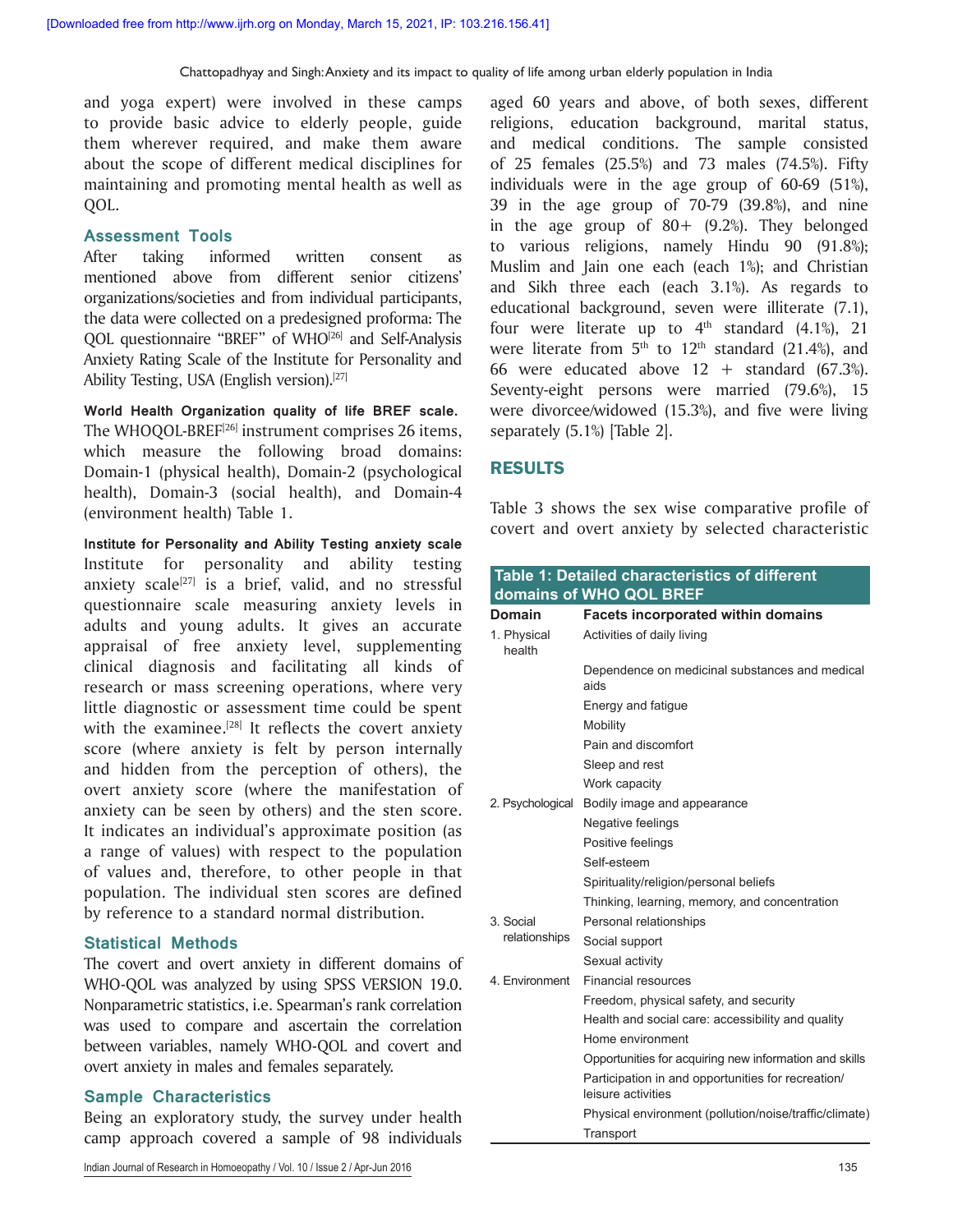and yoga expert) were involved in these camps to provide basic advice to elderly people, guide them wherever required, and make them aware about the scope of different medical disciplines for maintaining and promoting mental health as well as QOL.

### Assessment Tools

After taking informed written consent as mentioned above from different senior citizens' organizations/societies and from individual participants, the data were collected on a predesigned proforma: The QOL questionnaire "BREF" of WHO[26] and Self-Analysis Anxiety Rating Scale of the Institute for Personality and Ability Testing, USA (English version).[27]

**World Health Organization quality of life BREF scale.** The WHOQOL-BREF[26] instrument comprises 26 items, which measure the following broad domains: Domain-1 (physical health), Domain-2 (psychological health), Domain-3 (social health), and Domain-4 (environment health) Table 1.

**Institute for Personality and Ability Testing anxiety scale** Institute for personality and ability testing anxiety scale[27] is a brief, valid, and no stressful questionnaire scale measuring anxiety levels in adults and young adults. It gives an accurate appraisal of free anxiety level, supplementing clinical diagnosis and facilitating all kinds of research or mass screening operations, where very little diagnostic or assessment time could be spent with the examinee.[28] It reflects the covert anxiety score (where anxiety is felt by person internally and hidden from the perception of others), the overt anxiety score (where the manifestation of anxiety can be seen by others) and the sten score. It indicates an individual's approximate position (as a range of values) with respect to the population of values and, therefore, to other people in that population. The individual sten scores are defined by reference to a standard normal distribution.

### Statistical Methods

The covert and overt anxiety in different domains of WHO-QOL was analyzed by using SPSS VERSION 19.0. Nonparametric statistics, i.e. Spearman's rank correlation was used to compare and ascertain the correlation between variables, namely WHO-QOL and covert and overt anxiety in males and females separately.

### Sample Characteristics

Being an exploratory study, the survey under health camp approach covered a sample of 98 individuals aged 60 years and above, of both sexes, different religions, education background, marital status, and medical conditions. The sample consisted of 25 females (25.5%) and 73 males (74.5%). Fifty individuals were in the age group of 60-69 (51%), 39 in the age group of 70-79 (39.8%), and nine in the age group of 80+ (9.2%). They belonged to various religions, namely Hindu 90 (91.8%); Muslim and Jain one each (each 1%); and Christian and Sikh three each (each 3.1%). As regards to educational background, seven were illiterate (7.1), four were literate up to 4th standard (4.1%), 21 were literate from 5th to 12th standard (21.4%), and 66 were educated above 12 + standard (67.3%). Seventy-eight persons were married (79.6%), 15 were divorcee/widowed (15.3%), and five were living separately (5.1%) [Table 2].

## RESULTS

Table 3 shows the sex wise comparative profile of covert and overt anxiety by selected characteristic

**Table 1: Detailed characteristics of different domains of WHO QOL BREF**

| Domain | Facets incorporated within domains |
|---|---|
| 1. Physical health | Activities of daily living |
| | Dependence on medicinal substances and medical aids |
| | Energy and fatigue |
| | Mobility |
| | Pain and discomfort |
| | Sleep and rest |
| | Work capacity |
| 2. Psychological | Bodily image and appearance |
| | Negative feelings |
| | Positive feelings |
| | Self-esteem |
| | Spirituality/religion/personal beliefs |
| | Thinking, learning, memory, and concentration |
| 3. Social relationships | Personal relationships |
| | Social support |
| | Sexual activity |
| 4. Environment | Financial resources |
| | Freedom, physical safety, and security |
| | Health and social care: accessibility and quality |
| | Home environment |
| | Opportunities for acquiring new information and skills |
| | Participation in and opportunities for recreation/ leisure activities |
| | Physical environment (pollution/noise/traffic/climate) |
| | Transport |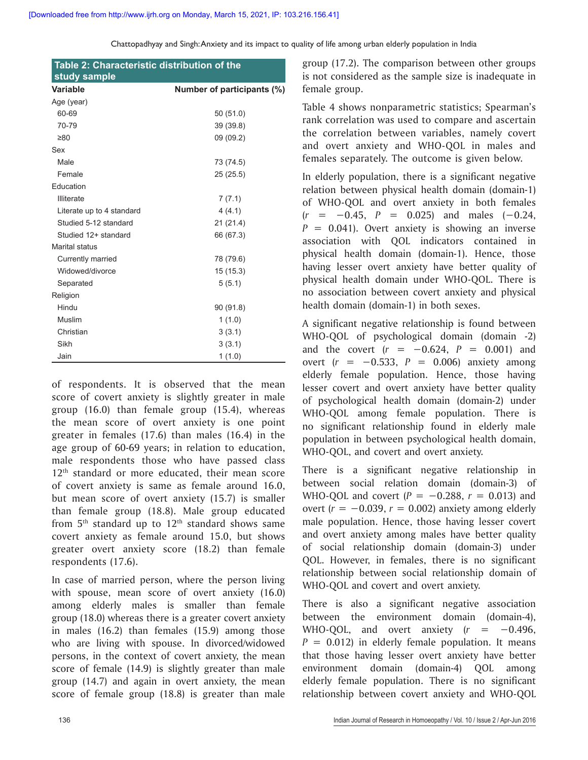**Table 2: Characteristic distribution of the study sample**

| Variable | Number of participants (%) |
|---|---|
| Age (year) | |
| 60-69 | 50 (51.0) |
| 70-79 | 39 (39.8) |
| ≥80 | 09 (09.2) |
| Sex | |
| Male | 73 (74.5) |
| Female | 25 (25.5) |
| Education | |
| Illiterate | 7 (7.1) |
| Literate up to 4 standard | 4 (4.1) |
| Studied 5-12 standard | 21 (21.4) |
| Studied 12+ standard | 66 (67.3) |
| Marital status | |
| Currently married | 78 (79.6) |
| Widowed/divorce | 15 (15.3) |
| Separated | 5 (5.1) |
| Religion | |
| Hindu | 90 (91.8) |
| Muslim | 1 (1.0) |
| Christian | 3 (3.1) |
| Sikh | 3 (3.1) |
| Jain | 1 (1.0) |

of respondents. It is observed that the mean score of covert anxiety is slightly greater in male group (16.0) than female group (15.4), whereas the mean score of overt anxiety is one point greater in females (17.6) than males (16.4) in the age group of 60-69 years; in relation to education, male respondents those who have passed class 12th standard or more educated, their mean score of covert anxiety is same as female around 16.0, but mean score of overt anxiety (15.7) is smaller than female group (18.8). Male group educated from 5th standard up to 12th standard shows same covert anxiety as female around 15.0, but shows greater overt anxiety score (18.2) than female respondents (17.6).

In case of married person, where the person living with spouse, mean score of overt anxiety (16.0) among elderly males is smaller than female group (18.0) whereas there is a greater covert anxiety in males (16.2) than females (15.9) among those who are living with spouse. In divorced/widowed persons, in the context of covert anxiety, the mean score of female (14.9) is slightly greater than male group (14.7) and again in overt anxiety, the mean score of female group (18.8) is greater than male group (17.2). The comparison between other groups is not considered as the sample size is inadequate in female group.

Table 4 shows nonparametric statistics; Spearman's rank correlation was used to compare and ascertain the correlation between variables, namely covert and overt anxiety and WHO-QOL in males and females separately. The outcome is given below.

In elderly population, there is a significant negative relation between physical health domain (domain-1) of WHO-QOL and overt anxiety in both females ($r = -0.45$, $P = 0.025$) and males ($-0.24$, $P = 0.041$). Overt anxiety is showing an inverse association with QOL indicators contained in physical health domain (domain-1). Hence, those having lesser overt anxiety have better quality of physical health domain under WHO-QOL. There is no association between covert anxiety and physical health domain (domain-1) in both sexes.

A significant negative relationship is found between WHO-QOL of psychological domain (domain -2) and the covert ($r = -0.624$, $P = 0.001$) and overt ($r = -0.533$, $P = 0.006$) anxiety among elderly female population. Hence, those having lesser covert and overt anxiety have better quality of psychological health domain (domain-2) under WHO-QOL among female population. There is no significant relationship found in elderly male population in between psychological health domain, WHO-QOL, and covert and overt anxiety.

There is a significant negative relationship in between social relation domain (domain-3) of WHO-QOL and covert ($P = -0.288$, $r = 0.013$) and overt ($r = -0.039$, $r = 0.002$) anxiety among elderly male population. Hence, those having lesser covert and overt anxiety among males have better quality of social relationship domain (domain-3) under QOL. However, in females, there is no significant relationship between social relationship domain of WHO-QOL and covert and overt anxiety.

There is also a significant negative association between the environment domain (domain-4), WHO-QOL, and overt anxiety ($r = -0.496$, $P = 0.012$) in elderly female population. It means that those having lesser overt anxiety have better environment domain (domain-4) QOL among elderly female population. There is no significant relationship between covert anxiety and WHO-QOL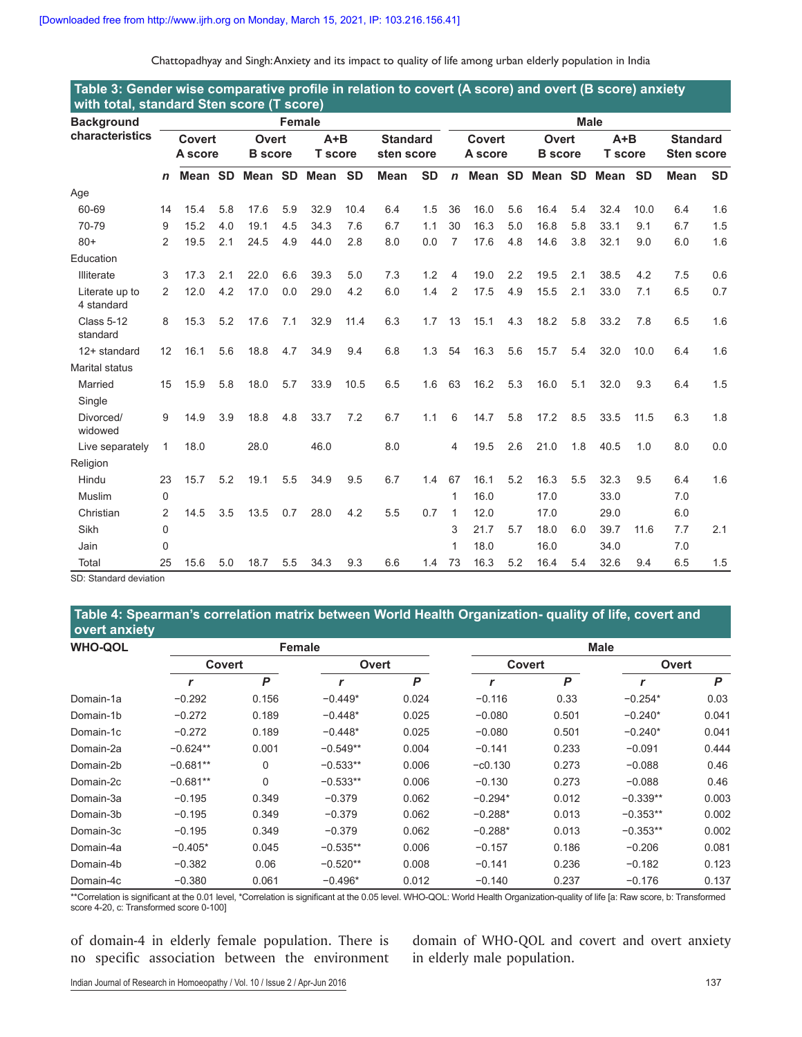**Table 3: Gender wise comparative profile in relation to covert (A score) and overt (B score) anxiety with total, standard Sten score (T score)**

| Background characteristics | Female | | | | | | | | | Male | | | | | | | | |
|---|---|---|---|---|---|---|---|---|---|---|---|---|---|---|---|---|---|---|
| | | Covert A score | | Overt B score | | A+B T score | | Standard sten score | | | Covert A score | | Overt B score | | A+B T score | | Standard Sten score | |
| | *n* | Mean | SD | Mean | SD | Mean | SD | Mean | SD | *n* | Mean | SD | Mean | SD | Mean | SD | Mean | SD |
| Age | | | | | | | | | | | | | | | | | | |
| 60-69 | 14 | 15.4 | 5.8 | 17.6 | 5.9 | 32.9 | 10.4 | 6.4 | 1.5 | 36 | 16.0 | 5.6 | 16.4 | 5.4 | 32.4 | 10.0 | 6.4 | 1.6 |
| 70-79 | 9 | 15.2 | 4.0 | 19.1 | 4.5 | 34.3 | 7.6 | 6.7 | 1.1 | 30 | 16.3 | 5.0 | 16.8 | 5.8 | 33.1 | 9.1 | 6.7 | 1.5 |
| 80+ | 2 | 19.5 | 2.1 | 24.5 | 4.9 | 44.0 | 2.8 | 8.0 | 0.0 | 7 | 17.6 | 4.8 | 14.6 | 3.8 | 32.1 | 9.0 | 6.0 | 1.6 |
| Education | | | | | | | | | | | | | | | | | | |
| Illiterate | 3 | 17.3 | 2.1 | 22.0 | 6.6 | 39.3 | 5.0 | 7.3 | 1.2 | 4 | 19.0 | 2.2 | 19.5 | 2.1 | 38.5 | 4.2 | 7.5 | 0.6 |
| Literate up to 4 standard | 2 | 12.0 | 4.2 | 17.0 | 0.0 | 29.0 | 4.2 | 6.0 | 1.4 | 2 | 17.5 | 4.9 | 15.5 | 2.1 | 33.0 | 7.1 | 6.5 | 0.7 |
| Class 5-12 standard | 8 | 15.3 | 5.2 | 17.6 | 7.1 | 32.9 | 11.4 | 6.3 | 1.7 | 13 | 15.1 | 4.3 | 18.2 | 5.8 | 33.2 | 7.8 | 6.5 | 1.6 |
| 12+ standard | 12 | 16.1 | 5.6 | 18.8 | 4.7 | 34.9 | 9.4 | 6.8 | 1.3 | 54 | 16.3 | 5.6 | 15.7 | 5.4 | 32.0 | 10.0 | 6.4 | 1.6 |
| Marital status | | | | | | | | | | | | | | | | | | |
| Married | 15 | 15.9 | 5.8 | 18.0 | 5.7 | 33.9 | 10.5 | 6.5 | 1.6 | 63 | 16.2 | 5.3 | 16.0 | 5.1 | 32.0 | 9.3 | 6.4 | 1.5 |
| Single | | | | | | | | | | | | | | | | | | |
| Divorced/ widowed | 9 | 14.9 | 3.9 | 18.8 | 4.8 | 33.7 | 7.2 | 6.7 | 1.1 | 6 | 14.7 | 5.8 | 17.2 | 8.5 | 33.5 | 11.5 | 6.3 | 1.8 |
| Live separately | 1 | 18.0 | | 28.0 | | 46.0 | | 8.0 | | 4 | 19.5 | 2.6 | 21.0 | 1.8 | 40.5 | 1.0 | 8.0 | 0.0 |
| Religion | | | | | | | | | | | | | | | | | | |
| Hindu | 23 | 15.7 | 5.2 | 19.1 | 5.5 | 34.9 | 9.5 | 6.7 | 1.4 | 67 | 16.1 | 5.2 | 16.3 | 5.5 | 32.3 | 9.5 | 6.4 | 1.6 |
| Muslim | 0 | | | | | | | | | 1 | 16.0 | | 17.0 | | 33.0 | | 7.0 | |
| Christian | 2 | 14.5 | 3.5 | 13.5 | 0.7 | 28.0 | 4.2 | 5.5 | 0.7 | 1 | 12.0 | | 17.0 | | 29.0 | | 6.0 | |
| Sikh | 0 | | | | | | | | | 3 | 21.7 | 5.7 | 18.0 | 6.0 | 39.7 | 11.6 | 7.7 | 2.1 |
| Jain | 0 | | | | | | | | | 1 | 18.0 | | 16.0 | | 34.0 | | 7.0 | |
| Total | 25 | 15.6 | 5.0 | 18.7 | 5.5 | 34.3 | 9.3 | 6.6 | 1.4 | 73 | 16.3 | 5.2 | 16.4 | 5.4 | 32.6 | 9.4 | 6.5 | 1.5 |

SD: Standard deviation

**Table 4: Spearman's correlation matrix between World Health Organization- quality of life, covert and overt anxiety**

| WHO-QOL | Female | | | | Male | | | |
|---|---|---|---|---|---|---|---|---|
| | Covert | | Overt | | Covert | | Overt | |
| | *r* | *P* | *r* | *P* | *r* | *P* | *r* | *P* |
| Domain-1a | −0.292 | 0.156 | −0.449* | 0.024 | −0.116 | 0.33 | −0.254* | 0.03 |
| Domain-1b | −0.272 | 0.189 | −0.448* | 0.025 | −0.080 | 0.501 | −0.240* | 0.041 |
| Domain-1c | −0.272 | 0.189 | −0.448* | 0.025 | −0.080 | 0.501 | −0.240* | 0.041 |
| Domain-2a | −0.624** | 0.001 | −0.549** | 0.004 | −0.141 | 0.233 | −0.091 | 0.444 |
| Domain-2b | −0.681** | 0 | −0.533** | 0.006 | −c0.130 | 0.273 | −0.088 | 0.46 |
| Domain-2c | −0.681** | 0 | −0.533** | 0.006 | −0.130 | 0.273 | −0.088 | 0.46 |
| Domain-3a | −0.195 | 0.349 | −0.379 | 0.062 | −0.294* | 0.012 | −0.339** | 0.003 |
| Domain-3b | −0.195 | 0.349 | −0.379 | 0.062 | −0.288* | 0.013 | −0.353** | 0.002 |
| Domain-3c | −0.195 | 0.349 | −0.379 | 0.062 | −0.288* | 0.013 | −0.353** | 0.002 |
| Domain-4a | −0.405* | 0.045 | −0.535** | 0.006 | −0.157 | 0.186 | −0.206 | 0.081 |
| Domain-4b | −0.382 | 0.06 | −0.520** | 0.008 | −0.141 | 0.236 | −0.182 | 0.123 |
| Domain-4c | −0.380 | 0.061 | −0.496* | 0.012 | −0.140 | 0.237 | −0.176 | 0.137 |

**Correlation is significant at the 0.01 level, *Correlation is significant at the 0.05 level. WHO-QOL: World Health Organization-quality of life [a: Raw score, b: Transformed score 4-20, c: Transformed score 0-100]

of domain-4 in elderly female population. There is no specific association between the environment domain of WHO-QOL and covert and overt anxiety in elderly male population.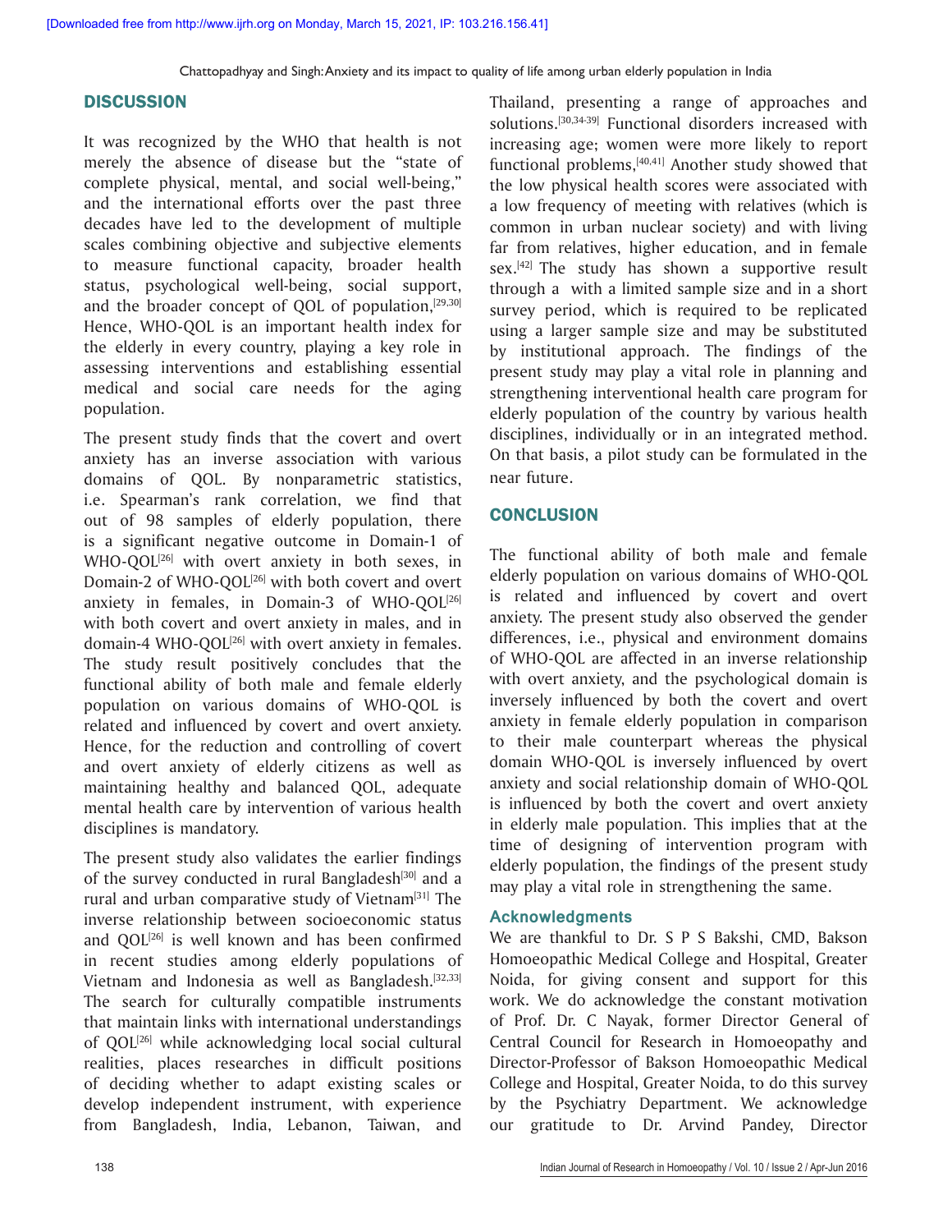## DISCUSSION

It was recognized by the WHO that health is not merely the absence of disease but the "state of complete physical, mental, and social well-being," and the international efforts over the past three decades have led to the development of multiple scales combining objective and subjective elements to measure functional capacity, broader health status, psychological well-being, social support, and the broader concept of QOL of population,[29,30] Hence, WHO-QOL is an important health index for the elderly in every country, playing a key role in assessing interventions and establishing essential medical and social care needs for the aging population.

The present study finds that the covert and overt anxiety has an inverse association with various domains of QOL. By nonparametric statistics, i.e. Spearman's rank correlation, we find that out of 98 samples of elderly population, there is a significant negative outcome in Domain-1 of WHO-QOL[26] with overt anxiety in both sexes, in Domain-2 of WHO-QOL[26] with both covert and overt anxiety in females, in Domain-3 of WHO-QOL[26] with both covert and overt anxiety in males, and in domain-4 WHO-QOL[26] with overt anxiety in females. The study result positively concludes that the functional ability of both male and female elderly population on various domains of WHO-QOL is related and influenced by covert and overt anxiety. Hence, for the reduction and controlling of covert and overt anxiety of elderly citizens as well as maintaining healthy and balanced QOL, adequate mental health care by intervention of various health disciplines is mandatory.

The present study also validates the earlier findings of the survey conducted in rural Bangladesh[30] and a rural and urban comparative study of Vietnam[31] The inverse relationship between socioeconomic status and QOL[26] is well known and has been confirmed in recent studies among elderly populations of Vietnam and Indonesia as well as Bangladesh.[32,33] The search for culturally compatible instruments that maintain links with international understandings of QOL[26] while acknowledging local social cultural realities, places researches in difficult positions of deciding whether to adapt existing scales or develop independent instrument, with experience from Bangladesh, India, Lebanon, Taiwan, and Thailand, presenting a range of approaches and solutions.[30,34-39] Functional disorders increased with increasing age; women were more likely to report functional problems,[40,41] Another study showed that the low physical health scores were associated with a low frequency of meeting with relatives (which is common in urban nuclear society) and with living far from relatives, higher education, and in female sex.[42] The study has shown a supportive result through a with a limited sample size and in a short survey period, which is required to be replicated using a larger sample size and may be substituted by institutional approach. The findings of the present study may play a vital role in planning and strengthening interventional health care program for elderly population of the country by various health disciplines, individually or in an integrated method. On that basis, a pilot study can be formulated in the near future.

## CONCLUSION

The functional ability of both male and female elderly population on various domains of WHO-QOL is related and influenced by covert and overt anxiety. The present study also observed the gender differences, i.e., physical and environment domains of WHO-QOL are affected in an inverse relationship with overt anxiety, and the psychological domain is inversely influenced by both the covert and overt anxiety in female elderly population in comparison to their male counterpart whereas the physical domain WHO-QOL is inversely influenced by overt anxiety and social relationship domain of WHO-QOL is influenced by both the covert and overt anxiety in elderly male population. This implies that at the time of designing of intervention program with elderly population, the findings of the present study may play a vital role in strengthening the same.

### Acknowledgments

We are thankful to Dr. S P S Bakshi, CMD, Bakson Homoeopathic Medical College and Hospital, Greater Noida, for giving consent and support for this work. We do acknowledge the constant motivation of Prof. Dr. C Nayak, former Director General of Central Council for Research in Homoeopathy and Director-Professor of Bakson Homoeopathic Medical College and Hospital, Greater Noida, to do this survey by the Psychiatry Department. We acknowledge our gratitude to Dr. Arvind Pandey, Director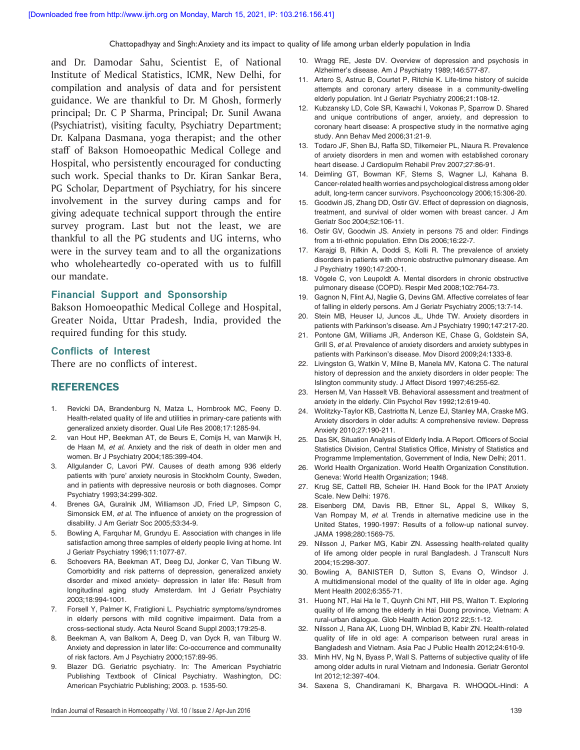and Dr. Damodar Sahu, Scientist E, of National Institute of Medical Statistics, ICMR, New Delhi, for compilation and analysis of data and for persistent guidance. We are thankful to Dr. M Ghosh, formerly principal; Dr. C P Sharma, Principal; Dr. Sunil Awana (Psychiatrist), visiting faculty, Psychiatry Department; Dr. Kalpana Dasmana, yoga therapist; and the other staff of Bakson Homoeopathic Medical College and Hospital, who persistently encouraged for conducting such work. Special thanks to Dr. Kiran Sankar Bera, PG Scholar, Department of Psychiatry, for his sincere involvement in the survey during camps and for giving adequate technical support through the entire survey program. Last but not the least, we are thankful to all the PG students and UG interns, who were in the survey team and to all the organizations who wholeheartedly co-operated with us to fulfill our mandate.

### Financial Support and Sponsorship

Bakson Homoeopathic Medical College and Hospital, Greater Noida, Uttar Pradesh, India, provided the required funding for this study.

### Conflicts of Interest

There are no conflicts of interest.

## REFERENCES

1. Revicki DA, Brandenburg N, Matza L, Hornbrook MC, Feeny D. Health-related quality of life and utilities in primary-care patients with generalized anxiety disorder. Qual Life Res 2008;17:1285-94.
2. van Hout HP, Beekman AT, de Beurs E, Comijs H, van Marwijk H, de Haan M, *et al.* Anxiety and the risk of death in older men and women. Br J Psychiatry 2004;185:399-404.
3. Allgulander C, Lavori PW. Causes of death among 936 elderly patients with 'pure' anxiety neurosis in Stockholm County, Sweden, and in patients with depressive neurosis or both diagnoses. Compr Psychiatry 1993;34:299-302.
4. Brenes GA, Guralnik JM, Williamson JD, Fried LP, Simpson C, Simonsick EM, *et al.* The influence of anxiety on the progression of disability. J Am Geriatr Soc 2005;53:34-9.
5. Bowling A, Farquhar M, Grundyu E. Association with changes in life satisfaction among three samples of elderly people living at home. Int J Geriatr Psychiatry 1996;11:1077-87.
6. Schoevers RA, Beekman AT, Deeg DJ, Jonker C, Van Tilbung W. Comorbidity and risk patterns of depression, generalized anxiety disorder and mixed anxiety- depression in later life: Result from longitudinal aging study Amsterdam. Int J Geriatr Psychiatry 2003;18:994-1001.
7. Forsell Y, Palmer K, Fratiglioni L. Psychiatric symptoms/syndromes in elderly persons with mild cognitive impairment. Data from a cross-sectional study. Acta Neurol Scand Suppl 2003;179:25-8.
8. Beekman A, van Balkom A, Deeg D, van Dyck R, van Tilburg W. Anxiety and depression in later life: Co-occurrence and communality of risk factors. Am J Psychiatry 2000;157:89-95.
9. Blazer DG. Geriatric psychiatry. In: The American Psychiatric Publishing Textbook of Clinical Psychiatry. Washington, DC: American Psychiatric Publishing; 2003. p. 1535-50.
10. Wragg RE, Jeste DV. Overview of depression and psychosis in Alzheimer's disease. Am J Psychiatry 1989;146:577-87.
11. Artero S, Astruc B, Courtet P, Ritchie K. Life-time history of suicide attempts and coronary artery disease in a community-dwelling elderly population. Int J Geriatr Psychiatry 2006;21:108-12.
12. Kubzansky LD, Cole SR, Kawachi I, Vokonas P, Sparrow D. Shared and unique contributions of anger, anxiety, and depression to coronary heart disease: A prospective study in the normative aging study. Ann Behav Med 2006;31:21-9.
13. Todaro JF, Shen BJ, Raffa SD, Tilkemeier PL, Niaura R. Prevalence of anxiety disorders in men and women with established coronary heart disease. J Cardiopulm Rehabil Prev 2007;27:86-91.
14. Deimling GT, Bowman KF, Sterns S, Wagner LJ, Kahana B. Cancer-related health worries and psychological distress among older adult, long-term cancer survivors. Psychooncology 2006;15:306-20.
15. Goodwin JS, Zhang DD, Ostir GV. Effect of depression on diagnosis, treatment, and survival of older women with breast cancer. J Am Geriatr Soc 2004;52:106-11.
16. Ostir GV, Goodwin JS. Anxiety in persons 75 and older: Findings from a tri-ethnic population. Ethn Dis 2006;16:22-7.
17. Karajgi B, Rifkin A, Doddi S, Kolli R. The prevalence of anxiety disorders in patients with chronic obstructive pulmonary disease. Am J Psychiatry 1990;147:200-1.
18. Vögele C, von Leupoldt A. Mental disorders in chronic obstructive pulmonary disease (COPD). Respir Med 2008;102:764-73.
19. Gagnon N, Flint AJ, Naglie G, Devins GM. Affective correlates of fear of falling in elderly persons. Am J Geriatr Psychiatry 2005;13:7-14.
20. Stein MB, Heuser IJ, Juncos JL, Uhde TW. Anxiety disorders in patients with Parkinson's disease. Am J Psychiatry 1990;147:217-20.
21. Pontone GM, Williams JR, Anderson KE, Chase G, Goldstein SA, Grill S, *et al.* Prevalence of anxiety disorders and anxiety subtypes in patients with Parkinson's disease. Mov Disord 2009;24:1333-8.
22. Livingston G, Watkin V, Milne B, Manela MV, Katona C. The natural history of depression and the anxiety disorders in older people: The Islington community study. J Affect Disord 1997;46:255-62.
23. Hersen M, Van Hasselt VB. Behavioral assessment and treatment of anxiety in the elderly. Clin Psychol Rev 1992;12:619-40.
24. Wolitzky-Taylor KB, Castriotta N, Lenze EJ, Stanley MA, Craske MG. Anxiety disorders in older adults: A comprehensive review. Depress Anxiety 2010;27:190-211.
25. Das SK, Situation Analysis of Elderly India. A Report. Officers of Social Statistics Division, Central Statistics Office, Ministry of Statistics and Programme Implementation, Government of India, New Delhi; 2011.
26. World Health Organization. World Health Organization Constitution. Geneva: World Health Organization; 1948.
27. Krug SE, Cattell RB, Scheier IH. Hand Book for the IPAT Anxiety Scale. New Delhi: 1976.
28. Eisenberg DM, Davis RB, Ettner SL, Appel S, Wilkey S, Van Rompay M, *et al.* Trends in alternative medicine use in the United States, 1990-1997: Results of a follow-up national survey. JAMA 1998;280:1569-75.
29. Nilsson J, Parker MG, Kabir ZN. Assessing health-related quality of life among older people in rural Bangladesh. J Transcult Nurs 2004;15:298-307.
30. Bowling A, BANISTER D, Sutton S, Evans O, Windsor J. A multidimensional model of the quality of life in older age. Aging Ment Health 2002;6:355-71.
31. Huong NT, Hai Ha le T, Quynh Chi NT, Hill PS, Walton T. Exploring quality of life among the elderly in Hai Duong province, Vietnam: A rural-urban dialogue. Glob Health Action 2012 22;5:1-12.
32. Nilsson J, Rana AK, Luong DH, Winblad B, Kabir ZN. Health-related quality of life in old age: A comparison between rural areas in Bangladesh and Vietnam. Asia Pac J Public Health 2012;24:610-9.
33. Minh HV, Ng N, Byass P, Wall S. Patterns of subjective quality of life among older adults in rural Vietnam and Indonesia. Geriatr Gerontol Int 2012;12:397-404.
34. Saxena S, Chandiramani K, Bhargava R. WHOQOL-Hindi: A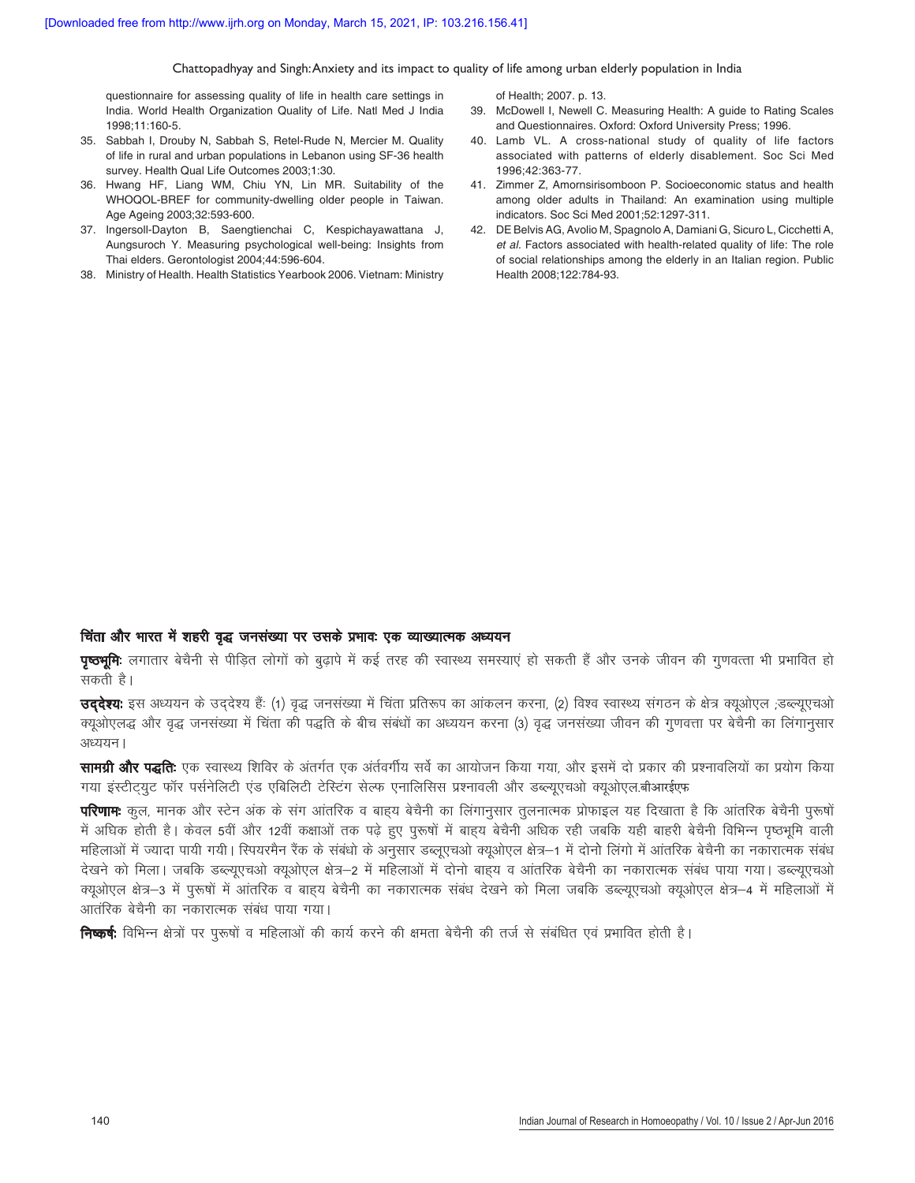questionnaire for assessing quality of life in health care settings in India. World Health Organization Quality of Life. Natl Med J India 1998;11:160-5.

35. Sabbah I, Drouby N, Sabbah S, Retel-Rude N, Mercier M. Quality of life in rural and urban populations in Lebanon using SF-36 health survey. Health Qual Life Outcomes 2003;1:30.
36. Hwang HF, Liang WM, Chiu YN, Lin MR. Suitability of the WHOQOL-BREF for community-dwelling older people in Taiwan. Age Ageing 2003;32:593-600.
37. Ingersoll-Dayton B, Saengtienchai C, Kespichayawattana J, Aungsuroch Y. Measuring psychological well-being: Insights from Thai elders. Gerontologist 2004;44:596-604.
38. Ministry of Health. Health Statistics Yearbook 2006. Vietnam: Ministry of Health; 2007. p. 13.
39. McDowell I, Newell C. Measuring Health: A guide to Rating Scales and Questionnaires. Oxford: Oxford University Press; 1996.
40. Lamb VL. A cross-national study of quality of life factors associated with patterns of elderly disablement. Soc Sci Med 1996;42:363-77.
41. Zimmer Z, Amornsirisomboon P. Socioeconomic status and health among older adults in Thailand: An examination using multiple indicators. Soc Sci Med 2001;52:1297-311.
42. DE Belvis AG, Avolio M, Spagnolo A, Damiani G, Sicuro L, Cicchetti A, *et al.* Factors associated with health-related quality of life: The role of social relationships among the elderly in an Italian region. Public Health 2008;122:784-93.

## चिंता और भारत में शहरी वृद्ध जनसंख्या पर उसके प्रभावः एक व्याख्यात्मक अध्ययन

**पृष्ठभूमिः** लगातार बेचैनी से पीड़ित लोगों को बुढ़ापे में कई तरह की स्वास्थ्य समस्याएं हो सकती हैं और उनके जीवन की गुणवत्ता भी प्रभावित हो सकती है।

**उद्देश्यः** इस अध्ययन के उद्देश्य हैंः (1) वृद्ध जनसंख्या में चिंता प्रतिरूप का आंकलन करना, (2) विश्व स्वास्थ्य संगठन के क्षेत्र क्यूओएल ;डब्ल्यूएचओ क्यूओएलद्ध और वृद्ध जनसंख्या में चिंता की पद्धति के बीच संबंधों का अध्ययन करना (3) वृद्ध जनसंख्या जीवन की गुणवत्ता पर बेचैनी का लिंगानुसार अध्ययन।

**सामग्री और पद्धतिः** एक स्वास्थ्य शिविर के अंतर्गत एक अंतर्वर्गीय सर्वे का आयोजन किया गया, और इसमें दो प्रकार की प्रश्नावलियों का प्रयोग किया गया इंस्टीट्युट फॉर पर्सनेलिटी एंड एबिलिटी टेस्टिंग सेल्फ एनालिसिस प्रश्नावली और डब्ल्यूएचओ क्यूओएल.बीआरईएफ

**परिणामः** कुल, मानक और स्टेन अंक के संग आंतरिक व बाह्य बेचैनी का लिंगानुसार तुलनात्मक प्रोफाइल यह दिखाता है कि आंतरिक बेचैनी पुरूषों में अधिक होती है। केवल 5वीं और 12वीं कक्षाओं तक पढ़े हुए पुरूषों में बाह्य बेचैनी अधिक रही जबकि यही बाहरी बेचैनी विभिन्न पृष्ठभूमि वाली महिलाओं में ज्यादा पायी गयी। स्पियरमैन रैंक के संबंधो के अनुसार डब्लूएचओ क्यूओएल क्षेत्र–1 में दोनो लिंगो में आंतरिक बेचैनी का नकारात्मक संबंध देखने को मिला। जबकि डब्ल्यूएचओ क्यूओएल क्षेत्र–2 में महिलाओं में दोनो बाह्य व आंतरिक बेचैनी का नकारात्मक संबंध पाया गया। डब्ल्यूएचओ क्यूओएल क्षेत्र–3 में पुरूषों में आंतरिक व बाह्य बेचैनी का नकारात्मक संबंध देखने को मिला जबकि डब्ल्यूएचओ क्यूओएल क्षेत्र–4 में महिलाओं में आंतरिक बेचैनी का नकारात्मक संबंध पाया गया।

**निष्कर्षः** विभिन्न क्षेत्रों पर पुरूषों व महिलाओं की कार्य करने की क्षमता बेचैनी की तर्ज से संबंधित एवं प्रभावित होती है।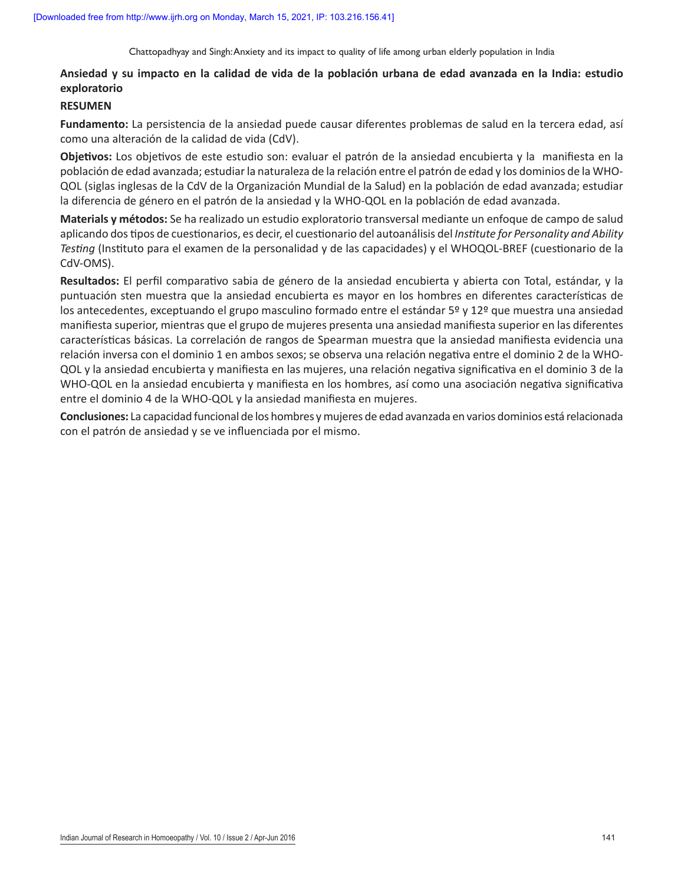## Ansiedad y su impacto en la calidad de vida de la población urbana de edad avanzada en la India: estudio exploratorio

### RESUMEN

**Fundamento:** La persistencia de la ansiedad puede causar diferentes problemas de salud en la tercera edad, así como una alteración de la calidad de vida (CdV).

**Objetivos:** Los objetivos de este estudio son: evaluar el patrón de la ansiedad encubierta y la manifiesta en la población de edad avanzada; estudiar la naturaleza de la relación entre el patrón de edad y los dominios de la WHO-QOL (siglas inglesas de la CdV de la Organización Mundial de la Salud) en la población de edad avanzada; estudiar la diferencia de género en el patrón de la ansiedad y la WHO-QOL en la población de edad avanzada.

**Materials y métodos:** Se ha realizado un estudio exploratorio transversal mediante un enfoque de campo de salud aplicando dos tipos de cuestionarios, es decir, el cuestionario del autoanálisis del *Institute for Personality and Ability Testing* (Instituto para el examen de la personalidad y de las capacidades) y el WHOQOL-BREF (cuestionario de la CdV-OMS).

**Resultados:** El perfil comparativo sabia de género de la ansiedad encubierta y abierta con Total, estándar, y la puntuación sten muestra que la ansiedad encubierta es mayor en los hombres en diferentes características de los antecedentes, exceptuando el grupo masculino formado entre el estándar 5º y 12º que muestra una ansiedad manifiesta superior, mientras que el grupo de mujeres presenta una ansiedad manifiesta superior en las diferentes características básicas. La correlación de rangos de Spearman muestra que la ansiedad manifiesta evidencia una relación inversa con el dominio 1 en ambos sexos; se observa una relación negativa entre el dominio 2 de la WHO-QOL y la ansiedad encubierta y manifiesta en las mujeres, una relación negativa significativa en el dominio 3 de la WHO-QOL en la ansiedad encubierta y manifiesta en los hombres, así como una asociación negativa significativa entre el dominio 4 de la WHO-QOL y la ansiedad manifiesta en mujeres.

**Conclusiones:** La capacidad funcional de los hombres y mujeres de edad avanzada en varios dominios está relacionada con el patrón de ansiedad y se ve influenciada por el mismo.